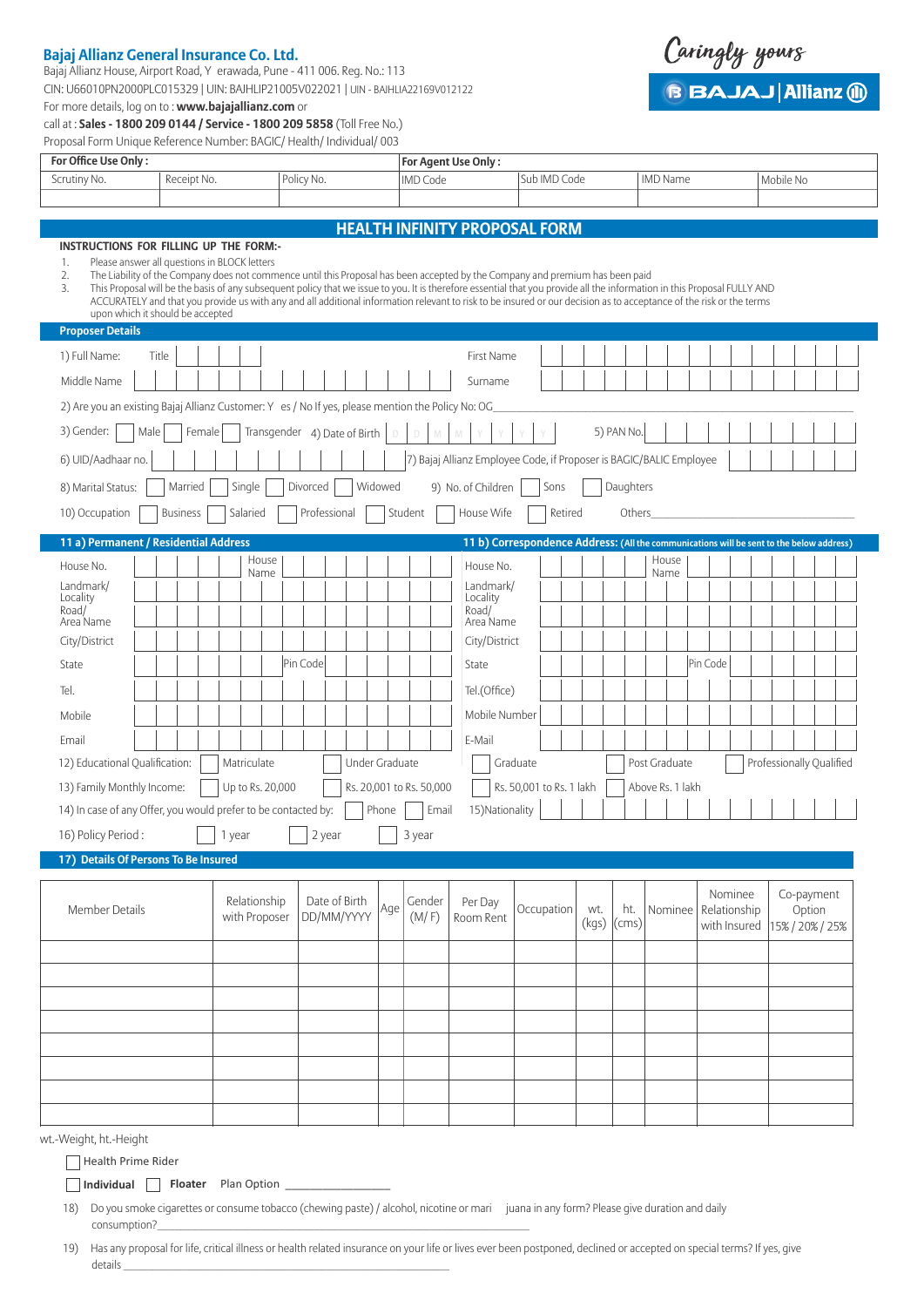**Bajaj Allianz General Insurance Co. Ltd.**
Bajaj Allianz House, Airport Road, Y erawada, Pune - 411 006. Reg. No.: 113
CIN: U66010PN2000PLC015329 | UIN: BAJHLIP21005V022021 | UIN - BAJHLIA22169V012122
For more details, log on to : **www.bajajallianz.com** or
call at : **Sales - 1800 209 0144 / Service - 1800 209 5858** (Toll Free No.)
Proposal Form Unique Reference Number: BAGIC/ Health/ Individual/ 003

Caringly yours
BAJAJ | Allianz

| **For Office Use Only :** | | | **For Agent Use Only :** | | | |
|---|---|---|---|---|---|---|
| Scrutiny No. | Receipt No. | Policy No. | IMD Code | Sub IMD Code | IMD Name | Mobile No |
| | | | | | | |

# HEALTH INFINITY PROPOSAL FORM

**INSTRUCTIONS FOR FILLING UP THE FORM:-**

1. Please answer all questions in BLOCK letters
2. The Liability of the Company does not commence until this Proposal has been accepted by the Company and premium has been paid
3. This Proposal will be the basis of any subsequent policy that we issue to you. It is therefore essential that you provide all the information in this Proposal FULLY AND ACCURATELY and that you provide us with any and all additional information relevant to risk to be insured or our decision as to acceptance of the risk or the terms upon which it should be accepted

## Proposer Details

1) Full Name: Title ______ First Name ______

Middle Name ______ Surname ______

2) Are you an existing Bajaj Allianz Customer: Y es / No If yes, please mention the Policy No: OG______

3) Gender: ☐ Male ☐ Female ☐ Transgender 4) Date of Birth D D M M Y Y Y Y 5) PAN No. ______

6) UID/Aadhaar no. ______ 7) Bajaj Allianz Employee Code, if Proposer is BAGIC/BALIC Employee ______

8) Marital Status: ☐ Married ☐ Single ☐ Divorced ☐ Widowed 9) No. of Children ☐ Sons ☐ Daughters

10) Occupation ☐ Business ☐ Salaried ☐ Professional ☐ Student ☐ House Wife ☐ Retired Others______

## 11 a) Permanent / Residential Address

House No. ______ House Name ______
Landmark/ Locality ______
Road/ Area Name ______
City/District ______
State ______ Pin Code ______
Tel. ______
Mobile ______
Email ______

## 11 b) Correspondence Address: (All the communications will be sent to the below address)

House No. ______ House Name ______
Landmark/ Locality ______
Road/ Area Name ______
City/District ______
State ______ Pin Code ______
Tel.(Office) ______
Mobile Number ______
E-Mail ______

12) Educational Qualification: ☐ Matriculate ☐ Under Graduate ☐ Graduate ☐ Post Graduate ☐ Professionally Qualified

13) Family Monthly Income: ☐ Up to Rs. 20,000 ☐ Rs. 20,001 to Rs. 50,000 ☐ Rs. 50,001 to Rs. 1 lakh ☐ Above Rs. 1 lakh

14) In case of any Offer, you would prefer to be contacted by: ☐ Phone ☐ Email 15)Nationality ______

16) Policy Period : ☐ 1 year ☐ 2 year ☐ 3 year

## 17) Details Of Persons To Be Insured

| Member Details | Relationship with Proposer | Date of Birth DD/MM/YYYY | Age | Gender (M/ F) | Per Day Room Rent | Occupation | wt. (kgs) | ht. (cms) | Nominee | Nominee Relationship with Insured | Co-payment Option 15% / 20% / 25% |
|---|---|---|---|---|---|---|---|---|---|---|---|
| | | | | | | | | | | | |
| | | | | | | | | | | | |
| | | | | | | | | | | | |
| | | | | | | | | | | | |
| | | | | | | | | | | | |
| | | | | | | | | | | | |
| | | | | | | | | | | | |
| | | | | | | | | | | | |

wt.-Weight, ht.-Height

☐ Health Prime Rider

☐ **Individual** ☐ **Floater** Plan Option ______

18) Do you smoke cigarettes or consume tobacco (chewing paste) / alcohol, nicotine or mari juana in any form? Please give duration and daily consumption?______

19) Has any proposal for life, critical illness or health related insurance on your life or lives ever been postponed, declined or accepted on special terms? If yes, give details ______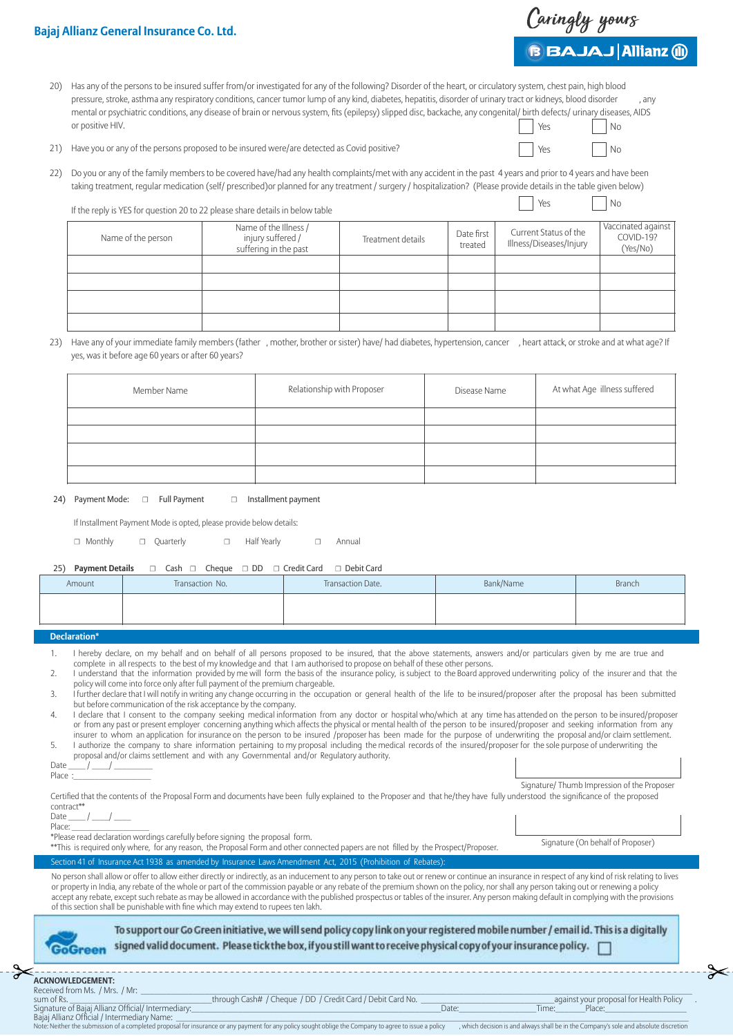20) Has any of the persons to be insured suffer from/or investigated for any of the following? Disorder of the heart, or circulatory system, chest pain, high blood pressure, stroke, asthma any respiratory conditions, cancer tumor lump of any kind, diabetes, hepatitis, disorder of urinary tract or kidneys, blood disorder , any mental or psychiatric conditions, any disease of brain or nervous system, fits (epilepsy) slipped disc, backache, any congenital/ birth defects/ urinary diseases, AIDS or positive HIV.

☐ Yes ☐ No

21) Have you or any of the persons proposed to be insured were/are detected as Covid positive?

☐ Yes ☐ No

22) Do you or any of the family members to be covered have/had any health complaints/met with any accident in the past 4 years and prior to 4 years and have been taking treatment, regular medication (self/ prescribed)or planned for any treatment / surgery / hospitalization? (Please provide details in the table given below)

☐ Yes ☐ No

If the reply is YES for question 20 to 22 please share details in below table

| Name of the person | Name of the Illness / injury suffered / suffering in the past | Treatment details | Date first treated | Current Status of the Illness/Diseases/Injury | Vaccinated against COVID-19? (Yes/No) |
|---|---|---|---|---|---|
| | | | | | |
| | | | | | |
| | | | | | |
| | | | | | |

23) Have any of your immediate family members (father , mother, brother or sister) have/ had diabetes, hypertension, cancer , heart attack, or stroke and at what age? If yes, was it before age 60 years or after 60 years?

| Member Name | Relationship with Proposer | Disease Name | At what Age illness suffered |
|---|---|---|---|
| | | | |
| | | | |
| | | | |
| | | | |

24) Payment Mode: ☐ Full Payment ☐ Installment payment

If Installment Payment Mode is opted, please provide below details:

☐ Monthly ☐ Quarterly ☐ Half Yearly ☐ Annual

25) **Payment Details** ☐ Cash ☐ Cheque ☐ DD ☐ Credit Card ☐ Debit Card

| Amount | Transaction No. | Transaction Date. | Bank/Name | Branch |
|---|---|---|---|---|
| | | | | |

## Declaration*

1. I hereby declare, on my behalf and on behalf of all persons proposed to be insured, that the above statements, answers and/or particulars given by me are true and complete in all respects to the best of my knowledge and that I am authorised to propose on behalf of these other persons.
2. I understand that the information provided by me will form the basis of the insurance policy, is subject to the Board approved underwriting policy of the insurer and that the policy will come into force only after full payment of the premium chargeable.
3. I further declare that I will notify in writing any change occurring in the occupation or general health of the life to be insured/proposer after the proposal has been submitted but before communication of the risk acceptance by the company.
4. I declare that I consent to the company seeking medical information from any doctor or hospital who/which at any time has attended on the person to be insured/proposer or from any past or present employer concerning anything which affects the physical or mental health of the person to be insured/proposer and seeking information from any insurer to whom an application for insurance on the person to be insured /proposer has been made for the purpose of underwriting the proposal and/or claim settlement.
5. I authorize the company to share information pertaining to my proposal including the medical records of the insured/proposer for the sole purpose of underwriting the proposal and/or claims settlement and with any Governmental and/or Regulatory authority.

Date ____/ ____/ _________

Place :___________________

Signature/ Thumb Impression of the Proposer

Certified that the contents of the Proposal Form and documents have been fully explained to the Proposer and that he/they have fully understood the significance of the proposed contract**

Date ____/ ____/ ____

Place: ___________________

Signature (On behalf of Proposer)

*Please read declaration wordings carefully before signing the proposal form.

**This is required only where, for any reason, the Proposal Form and other connected papers are not filled by the Prospect/Proposer.

### Section 41 of Insurance Act 1938 as amended by Insurance Laws Amendment Act, 2015 (Prohibition of Rebates):

No person shall allow or offer to allow either directly or indirectly, as an inducement to any person to take out or renew or continue an insurance in respect of any kind of risk relating to lives or property in India, any rebate of the whole or part of the commission payable or any rebate of the premium shown on the policy, nor shall any person taking out or renewing a policy accept any rebate, except such rebate as may be allowed in accordance with the published prospectus or tables of the insurer. Any person making default in complying with the provisions of this section shall be punishable with fine which may extend to rupees ten lakh.

GoGreen

**To support our Go Green initiative, we will send policy copy link on your registered mobile number / email id. This is a digitally signed valid document. Please tick the box, if you still want to receive physical copy of your insurance policy.** ☐

**ACKNOWLEDGEMENT:**

Received from Ms. / Mrs. / Mr: ____________________________________________

sum of Rs. ______________________ through Cash# / Cheque / DD / Credit Card / Debit Card No. ______________________ against your proposal for Health Policy .

Signature of Bajaj Allianz Official / Intermediary: ______________________ Date: __________ Time: __________ Place: __________

Bajaj Allianz Official / Intermediary Name: ____________________________________________

Note: Neither the submission of a completed proposal for insurance or any payment for any policy sought oblige the Company to agree to issue a policy , which decision is and always shall be in the Company's sole and absolute discretion